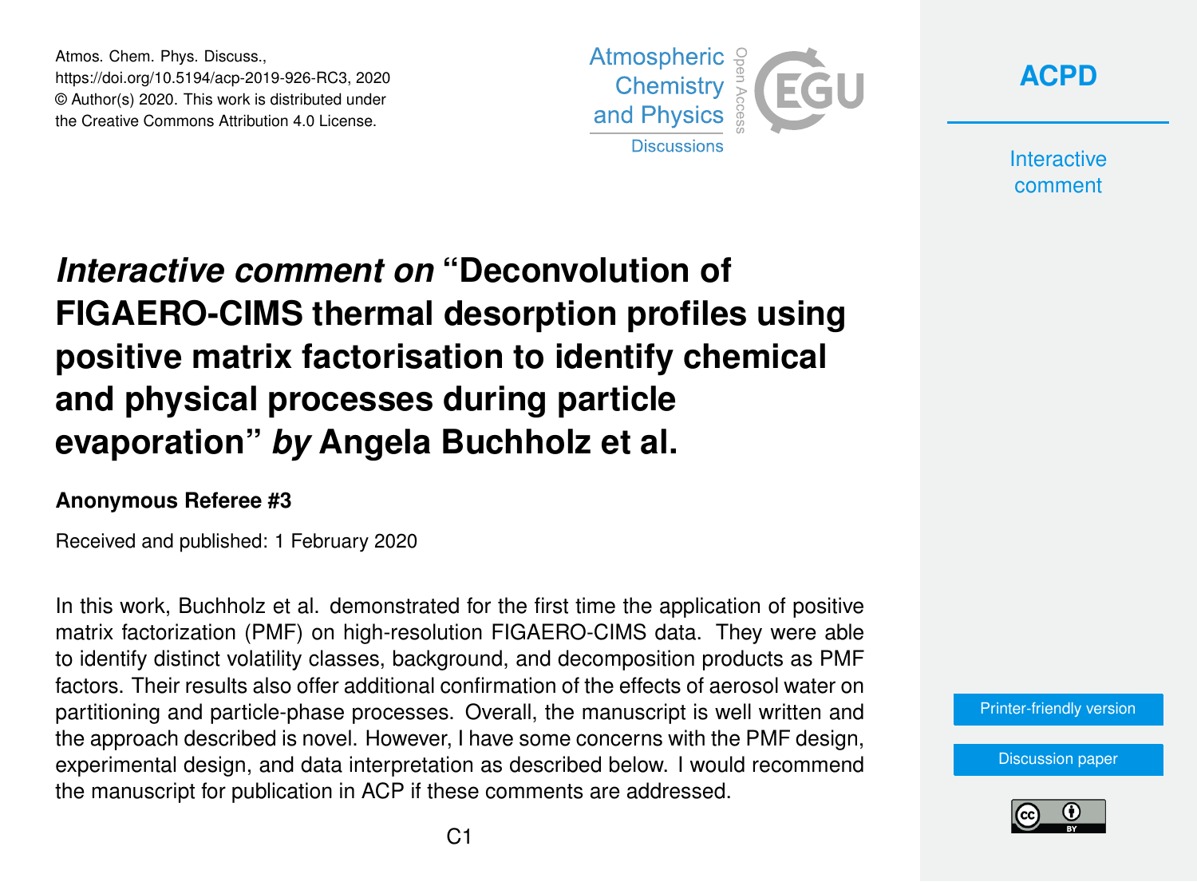Atmos. Chem. Phys. Discuss.,
https://doi.org/10.5194/acp-2019-926-RC3, 2020
© Author(s) 2020. This work is distributed under
the Creative Commons Attribution 4.0 License.

# *Interactive comment on* "Deconvolution of FIGAERO-CIMS thermal desorption profiles using positive matrix factorisation to identify chemical and physical processes during particle evaporation" *by* Angela Buchholz et al.

**Anonymous Referee #3**

Received and published: 1 February 2020

In this work, Buchholz et al. demonstrated for the first time the application of positive matrix factorization (PMF) on high-resolution FIGAERO-CIMS data. They were able to identify distinct volatility classes, background, and decomposition products as PMF factors. Their results also offer additional confirmation of the effects of aerosol water on partitioning and particle-phase processes. Overall, the manuscript is well written and the approach described is novel. However, I have some concerns with the PMF design, experimental design, and data interpretation as described below. I would recommend the manuscript for publication in ACP if these comments are addressed.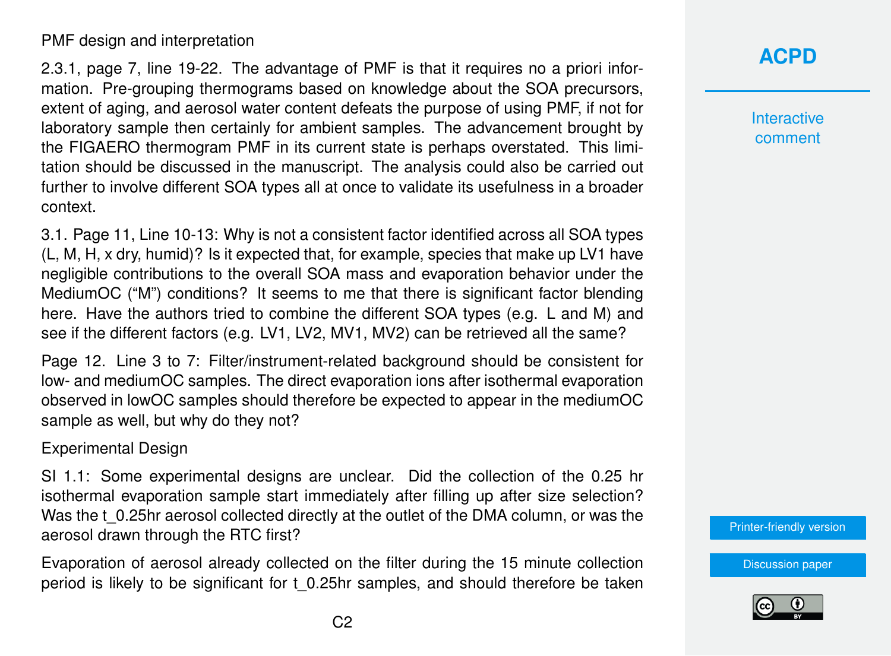PMF design and interpretation

2.3.1, page 7, line 19-22. The advantage of PMF is that it requires no a priori information. Pre-grouping thermograms based on knowledge about the SOA precursors, extent of aging, and aerosol water content defeats the purpose of using PMF, if not for laboratory sample then certainly for ambient samples. The advancement brought by the FIGAERO thermogram PMF in its current state is perhaps overstated. This limitation should be discussed in the manuscript. The analysis could also be carried out further to involve different SOA types all at once to validate its usefulness in a broader context.

3.1. Page 11, Line 10-13: Why is not a consistent factor identified across all SOA types (L, M, H, x dry, humid)? Is it expected that, for example, species that make up LV1 have negligible contributions to the overall SOA mass and evaporation behavior under the MediumOC ("M") conditions? It seems to me that there is significant factor blending here. Have the authors tried to combine the different SOA types (e.g. L and M) and see if the different factors (e.g. LV1, LV2, MV1, MV2) can be retrieved all the same?

Page 12. Line 3 to 7: Filter/instrument-related background should be consistent for low- and mediumOC samples. The direct evaporation ions after isothermal evaporation observed in lowOC samples should therefore be expected to appear in the mediumOC sample as well, but why do they not?

Experimental Design

SI 1.1: Some experimental designs are unclear. Did the collection of the 0.25 hr isothermal evaporation sample start immediately after filling up after size selection? Was the $t_{0.25hr}$ aerosol collected directly at the outlet of the DMA column, or was the aerosol drawn through the RTC first?

Evaporation of aerosol already collected on the filter during the 15 minute collection period is likely to be significant for $t_{0.25hr}$ samples, and should therefore be taken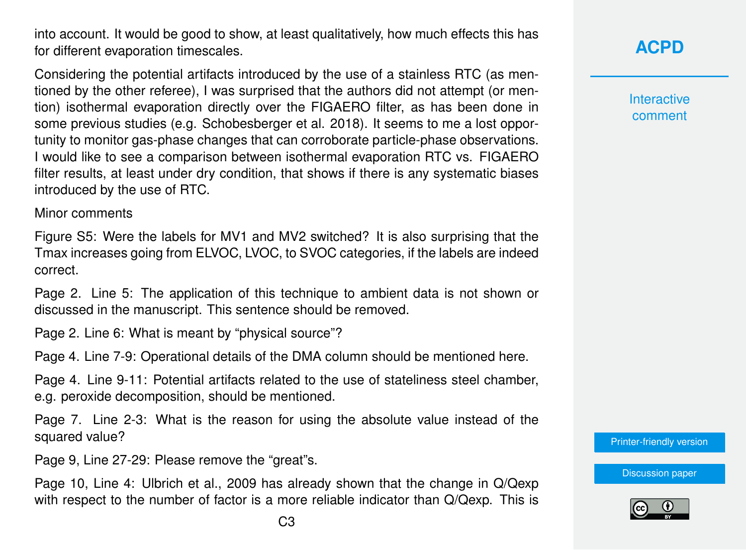into account. It would be good to show, at least qualitatively, how much effects this has for different evaporation timescales.

Considering the potential artifacts introduced by the use of a stainless RTC (as mentioned by the other referee), I was surprised that the authors did not attempt (or mention) isothermal evaporation directly over the FIGAERO filter, as has been done in some previous studies (e.g. Schobesberger et al. 2018). It seems to me a lost opportunity to monitor gas-phase changes that can corroborate particle-phase observations. I would like to see a comparison between isothermal evaporation RTC vs. FIGAERO filter results, at least under dry condition, that shows if there is any systematic biases introduced by the use of RTC.

Minor comments

Figure S5: Were the labels for MV1 and MV2 switched? It is also surprising that the Tmax increases going from ELVOC, LVOC, to SVOC categories, if the labels are indeed correct.

Page 2. Line 5: The application of this technique to ambient data is not shown or discussed in the manuscript. This sentence should be removed.

Page 2. Line 6: What is meant by "physical source"?

Page 4. Line 7-9: Operational details of the DMA column should be mentioned here.

Page 4. Line 9-11: Potential artifacts related to the use of stateliness steel chamber, e.g. peroxide decomposition, should be mentioned.

Page 7. Line 2-3: What is the reason for using the absolute value instead of the squared value?

Page 9, Line 27-29: Please remove the "great"s.

Page 10, Line 4: Ulbrich et al., 2009 has already shown that the change in Q/Qexp with respect to the number of factor is a more reliable indicator than Q/Qexp. This is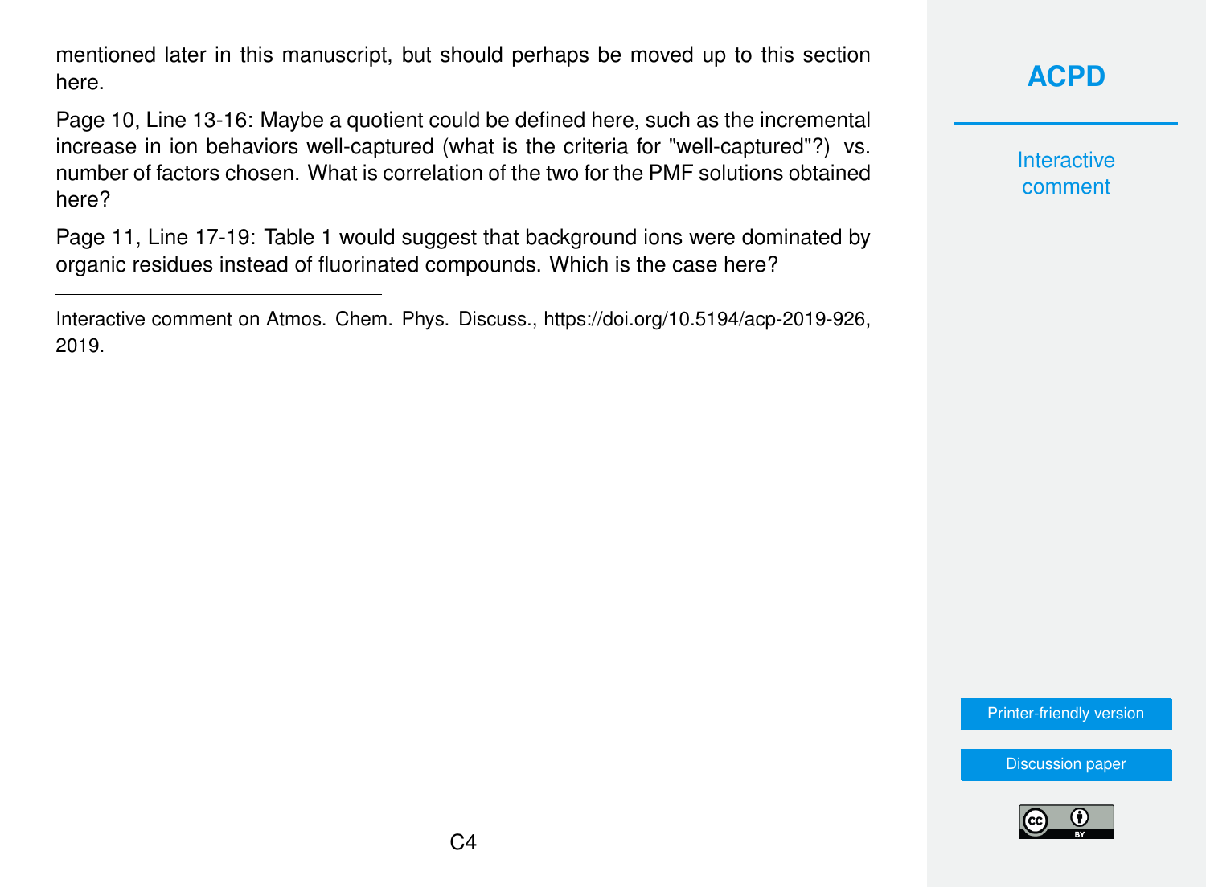mentioned later in this manuscript, but should perhaps be moved up to this section here.

Page 10, Line 13-16: Maybe a quotient could be defined here, such as the incremental increase in ion behaviors well-captured (what is the criteria for "well-captured"?) vs. number of factors chosen. What is correlation of the two for the PMF solutions obtained here?

Page 11, Line 17-19: Table 1 would suggest that background ions were dominated by organic residues instead of fluorinated compounds. Which is the case here?

---

Interactive comment on Atmos. Chem. Phys. Discuss., https://doi.org/10.5194/acp-2019-926, 2019.